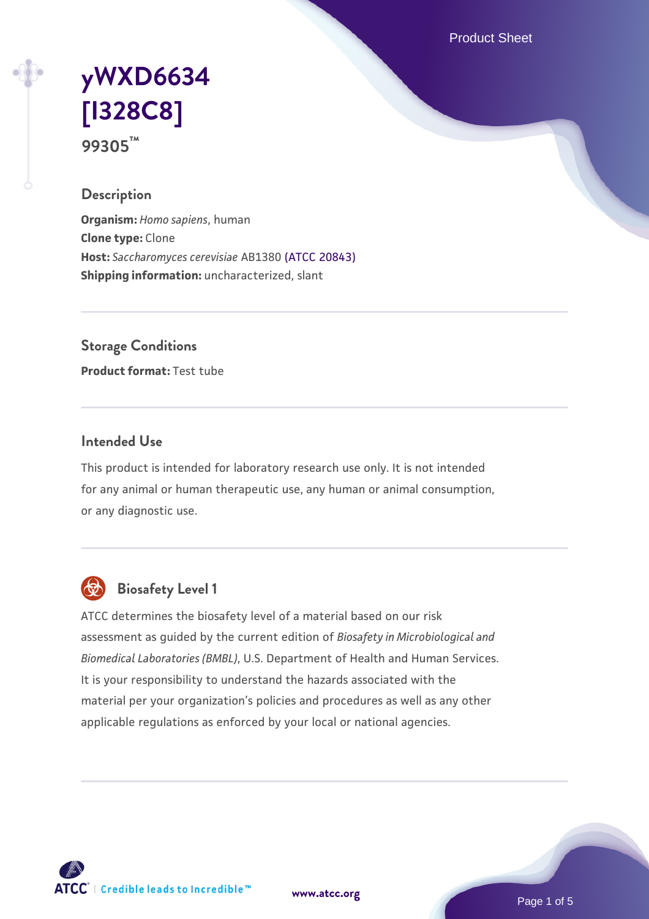# yWXD6634 [I328C8]

99305™

## Description

**Organism:** *Homo sapiens*, human
**Clone type:** Clone
**Host:** *Saccharomyces cerevisiae* AB1380 (ATCC 20843)
**Shipping information:** uncharacterized, slant

## Storage Conditions

**Product format:** Test tube

## Intended Use

This product is intended for laboratory research use only. It is not intended for any animal or human therapeutic use, any human or animal consumption, or any diagnostic use.

## Biosafety Level 1

ATCC determines the biosafety level of a material based on our risk assessment as guided by the current edition of *Biosafety in Microbiological and Biomedical Laboratories (BMBL)*, U.S. Department of Health and Human Services. It is your responsibility to understand the hazards associated with the material per your organization's policies and procedures as well as any other applicable regulations as enforced by your local or national agencies.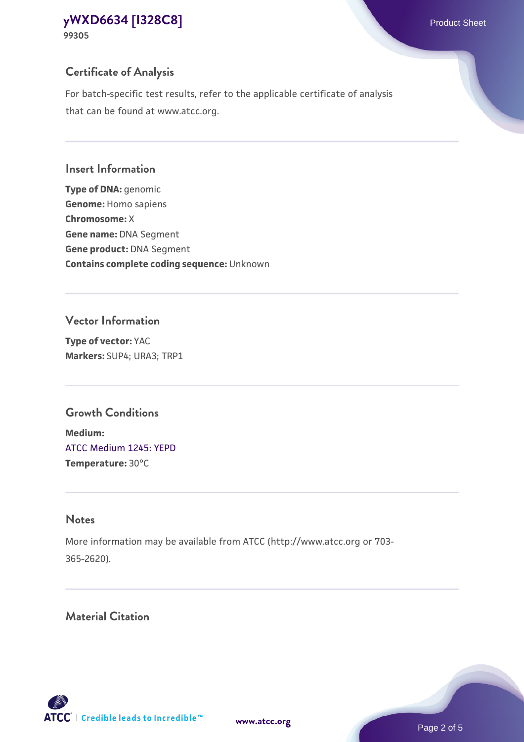## Certificate of Analysis

For batch-specific test results, refer to the applicable certificate of analysis that can be found at www.atcc.org.

## Insert Information

**Type of DNA:** genomic
**Genome:** Homo sapiens
**Chromosome:** X
**Gene name:** DNA Segment
**Gene product:** DNA Segment
**Contains complete coding sequence:** Unknown

## Vector Information

**Type of vector:** YAC
**Markers:** SUP4; URA3; TRP1

## Growth Conditions

**Medium:**
ATCC Medium 1245: YEPD
**Temperature:** 30°C

## Notes

More information may be available from ATCC (http://www.atcc.org or 703-365-2620).

## Material Citation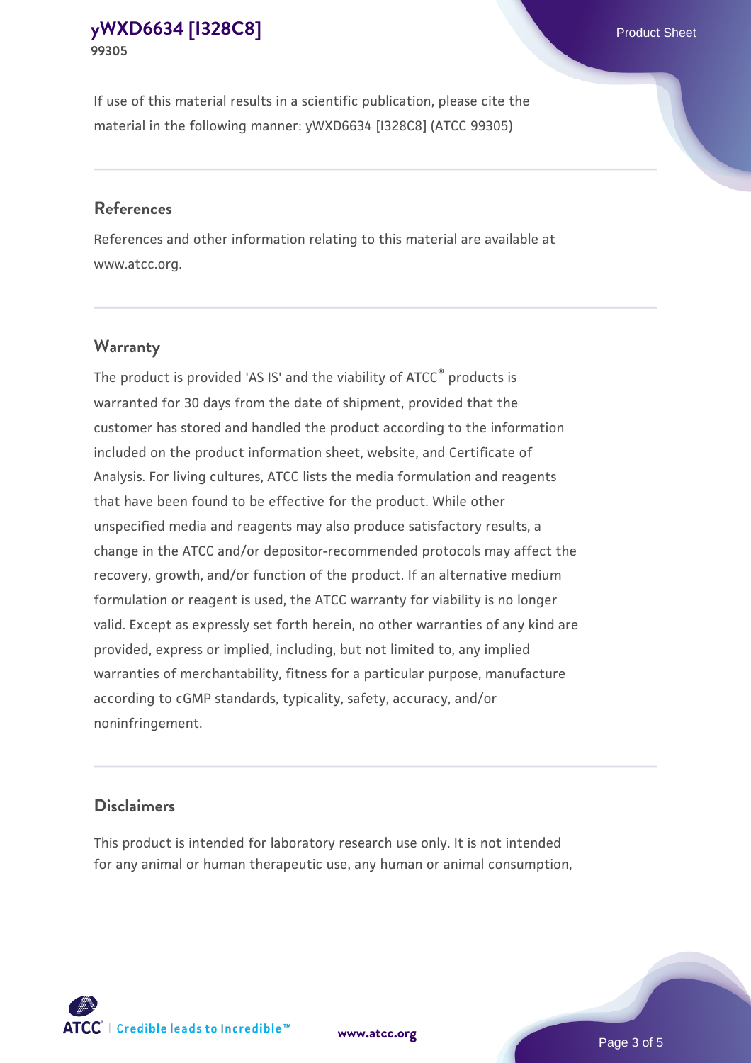If use of this material results in a scientific publication, please cite the material in the following manner: yWXD6634 [I328C8] (ATCC 99305)

## References

References and other information relating to this material are available at www.atcc.org.

## Warranty

The product is provided 'AS IS' and the viability of ATCC® products is warranted for 30 days from the date of shipment, provided that the customer has stored and handled the product according to the information included on the product information sheet, website, and Certificate of Analysis. For living cultures, ATCC lists the media formulation and reagents that have been found to be effective for the product. While other unspecified media and reagents may also produce satisfactory results, a change in the ATCC and/or depositor-recommended protocols may affect the recovery, growth, and/or function of the product. If an alternative medium formulation or reagent is used, the ATCC warranty for viability is no longer valid. Except as expressly set forth herein, no other warranties of any kind are provided, express or implied, including, but not limited to, any implied warranties of merchantability, fitness for a particular purpose, manufacture according to cGMP standards, typicality, safety, accuracy, and/or noninfringement.

## Disclaimers

This product is intended for laboratory research use only. It is not intended for any animal or human therapeutic use, any human or animal consumption,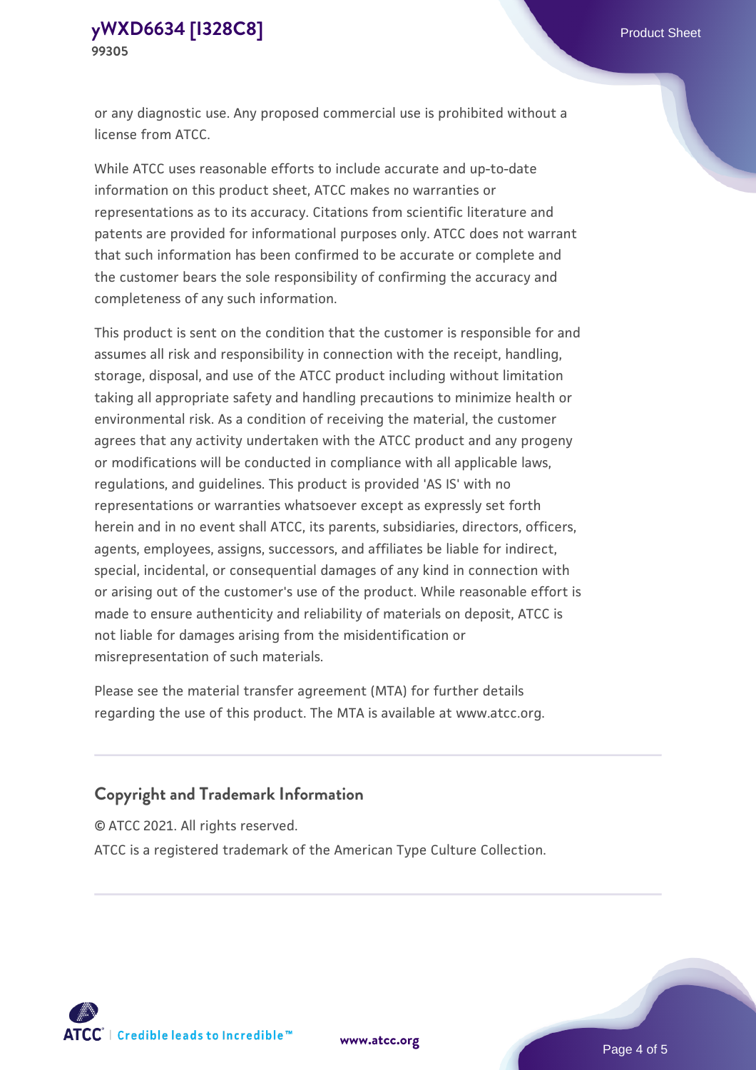or any diagnostic use. Any proposed commercial use is prohibited without a license from ATCC.

While ATCC uses reasonable efforts to include accurate and up-to-date information on this product sheet, ATCC makes no warranties or representations as to its accuracy. Citations from scientific literature and patents are provided for informational purposes only. ATCC does not warrant that such information has been confirmed to be accurate or complete and the customer bears the sole responsibility of confirming the accuracy and completeness of any such information.

This product is sent on the condition that the customer is responsible for and assumes all risk and responsibility in connection with the receipt, handling, storage, disposal, and use of the ATCC product including without limitation taking all appropriate safety and handling precautions to minimize health or environmental risk. As a condition of receiving the material, the customer agrees that any activity undertaken with the ATCC product and any progeny or modifications will be conducted in compliance with all applicable laws, regulations, and guidelines. This product is provided 'AS IS' with no representations or warranties whatsoever except as expressly set forth herein and in no event shall ATCC, its parents, subsidiaries, directors, officers, agents, employees, assigns, successors, and affiliates be liable for indirect, special, incidental, or consequential damages of any kind in connection with or arising out of the customer's use of the product. While reasonable effort is made to ensure authenticity and reliability of materials on deposit, ATCC is not liable for damages arising from the misidentification or misrepresentation of such materials.

Please see the material transfer agreement (MTA) for further details regarding the use of this product. The MTA is available at www.atcc.org.

## Copyright and Trademark Information

© ATCC 2021. All rights reserved.

ATCC is a registered trademark of the American Type Culture Collection.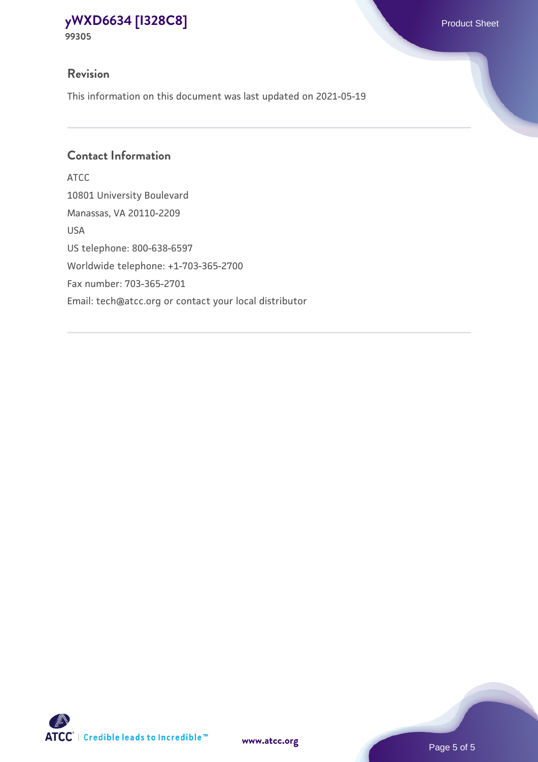## Revision

This information on this document was last updated on 2021-05-19

## Contact Information

ATCC
10801 University Boulevard
Manassas, VA 20110-2209
USA
US telephone: 800-638-6597
Worldwide telephone: +1-703-365-2700
Fax number: 703-365-2701
Email: tech@atcc.org or contact your local distributor